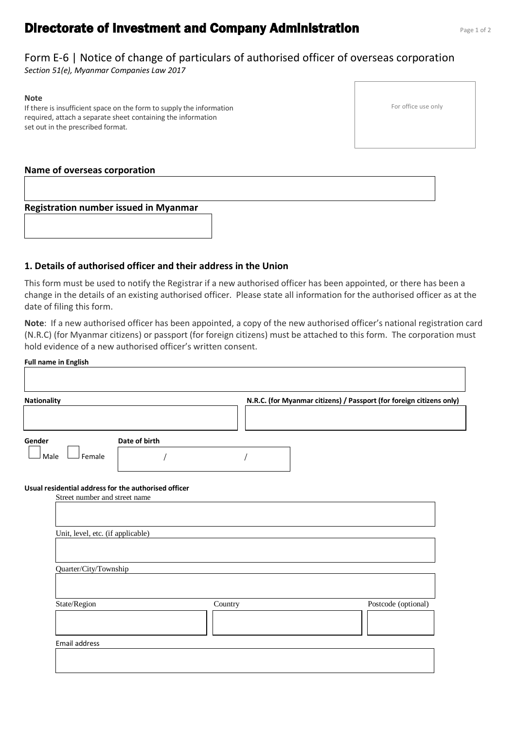# Directorate of Investment and Company Administration

## Form E-6 | Notice of change of particulars of authorised officer of overseas corporation

*Section 51(e), Myanmar Companies Law 2017*

**Note**
If there is insufficient space on the form to supply the information required, attach a separate sheet containing the information set out in the prescribed format.

For office use only

**Name of overseas corporation**

**Registration number issued in Myanmar**

### 1. Details of authorised officer and their address in the Union

This form must be used to notify the Registrar if a new authorised officer has been appointed, or there has been a change in the details of an existing authorised officer. Please state all information for the authorised officer as at the date of filing this form.

**Note**: If a new authorised officer has been appointed, a copy of the new authorised officer's national registration card (N.R.C) (for Myanmar citizens) or passport (for foreign citizens) must be attached to this form. The corporation must hold evidence of a new authorised officer's written consent.

**Full name in English**

**Nationality**

**N.R.C. (for Myanmar citizens) / Passport (for foreign citizens only)**

**Gender**

☐ Male ☐ Female

**Date of birth**

/ /

**Usual residential address for the authorised officer**

Street number and street name

Unit, level, etc. (if applicable)

Quarter/City/Township

State/Region

Country

Postcode (optional)

Email address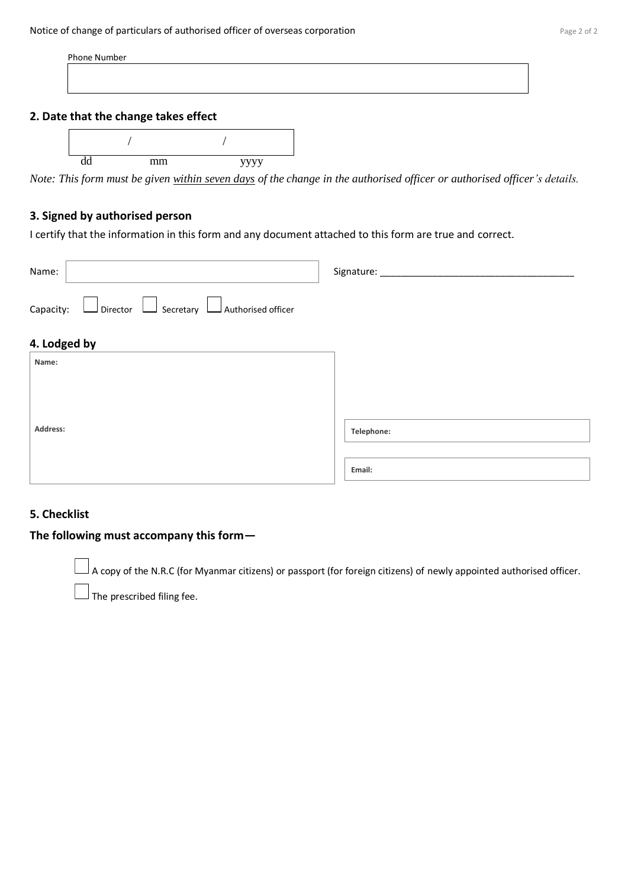Phone Number

| |
|---|
| |

## 2. Date that the change takes effect

| / / |
|---|
| dd mm yyyy |

*Note: This form must be given <u>within seven days</u> of the change in the authorised officer or authorised officer's details.*

## 3. Signed by authorised person

I certify that the information in this form and any document attached to this form are true and correct.

Name: \_\_\_\_\_\_\_\_\_\_\_\_\_\_\_\_\_\_\_\_ Signature: \_\_\_\_\_\_\_\_\_\_\_\_\_\_\_\_\_\_\_\_\_\_\_\_\_\_\_\_\_\_\_\_\_\_\_\_\_\_\_\_

Capacity: ☐ Director ☐ Secretary ☐ Authorised officer

## 4. Lodged by

| | |
|---|---|
| **Name:** | |
| **Address:** | **Telephone:** |
| | **Email:** |

## 5. Checklist

### The following must accompany this form—

☐ A copy of the N.R.C (for Myanmar citizens) or passport (for foreign citizens) of newly appointed authorised officer.

☐ The prescribed filing fee.